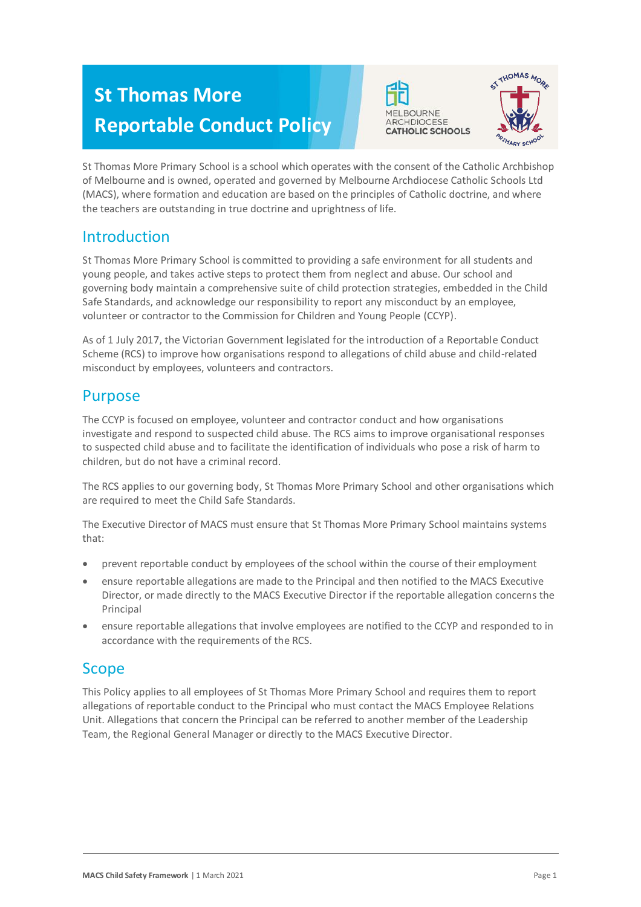# St Thomas More Reportable Conduct Policy

St Thomas More Primary School is a school which operates with the consent of the Catholic Archbishop of Melbourne and is owned, operated and governed by Melbourne Archdiocese Catholic Schools Ltd (MACS), where formation and education are based on the principles of Catholic doctrine, and where the teachers are outstanding in true doctrine and uprightness of life.

## Introduction

St Thomas More Primary School is committed to providing a safe environment for all students and young people, and takes active steps to protect them from neglect and abuse. Our school and governing body maintain a comprehensive suite of child protection strategies, embedded in the Child Safe Standards, and acknowledge our responsibility to report any misconduct by an employee, volunteer or contractor to the Commission for Children and Young People (CCYP).

As of 1 July 2017, the Victorian Government legislated for the introduction of a Reportable Conduct Scheme (RCS) to improve how organisations respond to allegations of child abuse and child-related misconduct by employees, volunteers and contractors.

## Purpose

The CCYP is focused on employee, volunteer and contractor conduct and how organisations investigate and respond to suspected child abuse. The RCS aims to improve organisational responses to suspected child abuse and to facilitate the identification of individuals who pose a risk of harm to children, but do not have a criminal record.

The RCS applies to our governing body, St Thomas More Primary School and other organisations which are required to meet the Child Safe Standards.

The Executive Director of MACS must ensure that St Thomas More Primary School maintains systems that:

- prevent reportable conduct by employees of the school within the course of their employment
- ensure reportable allegations are made to the Principal and then notified to the MACS Executive Director, or made directly to the MACS Executive Director if the reportable allegation concerns the Principal
- ensure reportable allegations that involve employees are notified to the CCYP and responded to in accordance with the requirements of the RCS.

## Scope

This Policy applies to all employees of St Thomas More Primary School and requires them to report allegations of reportable conduct to the Principal who must contact the MACS Employee Relations Unit. Allegations that concern the Principal can be referred to another member of the Leadership Team, the Regional General Manager or directly to the MACS Executive Director.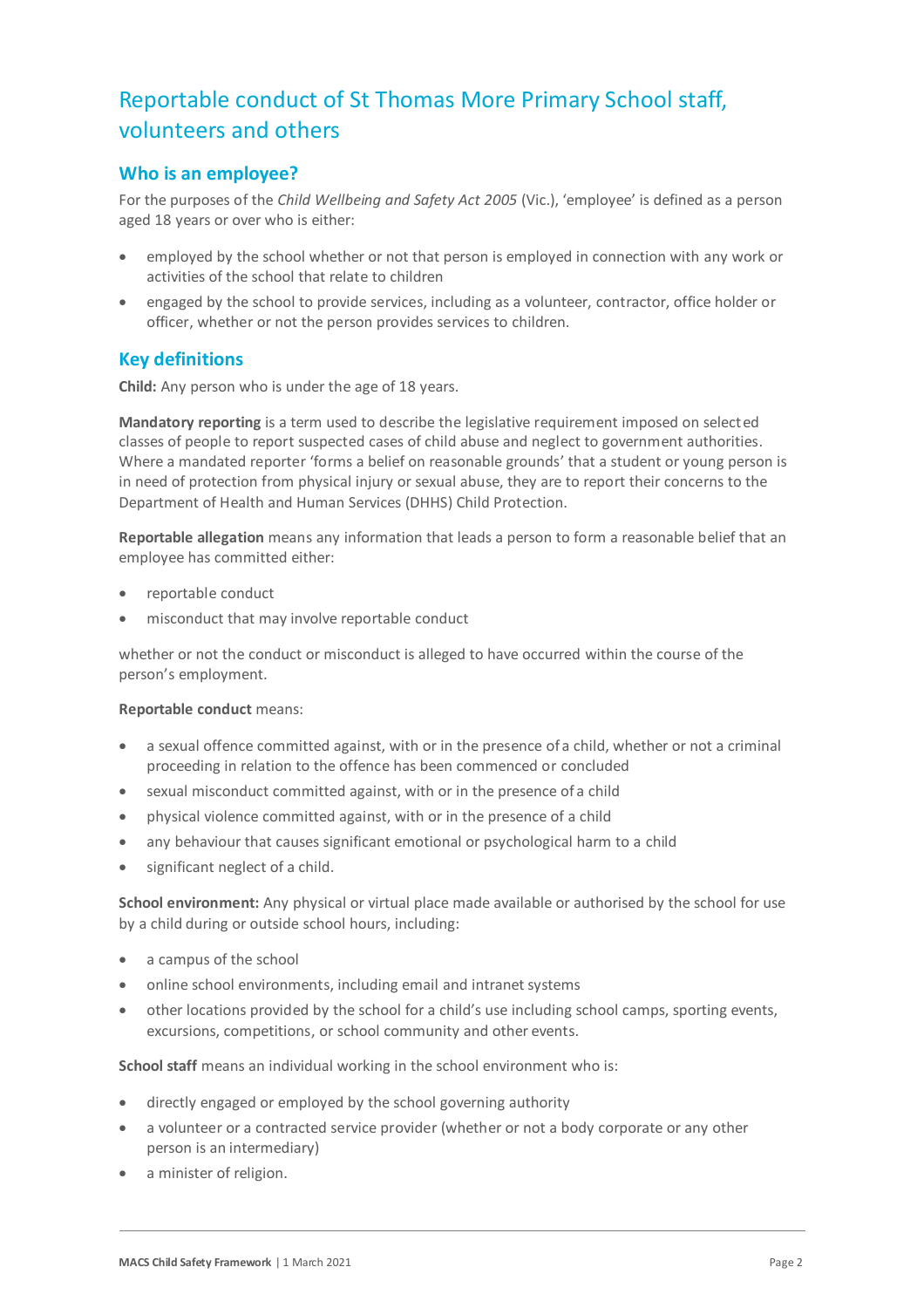# Reportable conduct of St Thomas More Primary School staff, volunteers and others

## Who is an employee?

For the purposes of the *Child Wellbeing and Safety Act 2005* (Vic.), 'employee' is defined as a person aged 18 years or over who is either:

- employed by the school whether or not that person is employed in connection with any work or activities of the school that relate to children
- engaged by the school to provide services, including as a volunteer, contractor, office holder or officer, whether or not the person provides services to children.

## Key definitions

**Child:** Any person who is under the age of 18 years.

**Mandatory reporting** is a term used to describe the legislative requirement imposed on selected classes of people to report suspected cases of child abuse and neglect to government authorities. Where a mandated reporter 'forms a belief on reasonable grounds' that a student or young person is in need of protection from physical injury or sexual abuse, they are to report their concerns to the Department of Health and Human Services (DHHS) Child Protection.

**Reportable allegation** means any information that leads a person to form a reasonable belief that an employee has committed either:

- reportable conduct
- misconduct that may involve reportable conduct

whether or not the conduct or misconduct is alleged to have occurred within the course of the person's employment.

**Reportable conduct** means:

- a sexual offence committed against, with or in the presence of a child, whether or not a criminal proceeding in relation to the offence has been commenced or concluded
- sexual misconduct committed against, with or in the presence of a child
- physical violence committed against, with or in the presence of a child
- any behaviour that causes significant emotional or psychological harm to a child
- significant neglect of a child.

**School environment:** Any physical or virtual place made available or authorised by the school for use by a child during or outside school hours, including:

- a campus of the school
- online school environments, including email and intranet systems
- other locations provided by the school for a child's use including school camps, sporting events, excursions, competitions, or school community and other events.

**School staff** means an individual working in the school environment who is:

- directly engaged or employed by the school governing authority
- a volunteer or a contracted service provider (whether or not a body corporate or any other person is an intermediary)
- a minister of religion.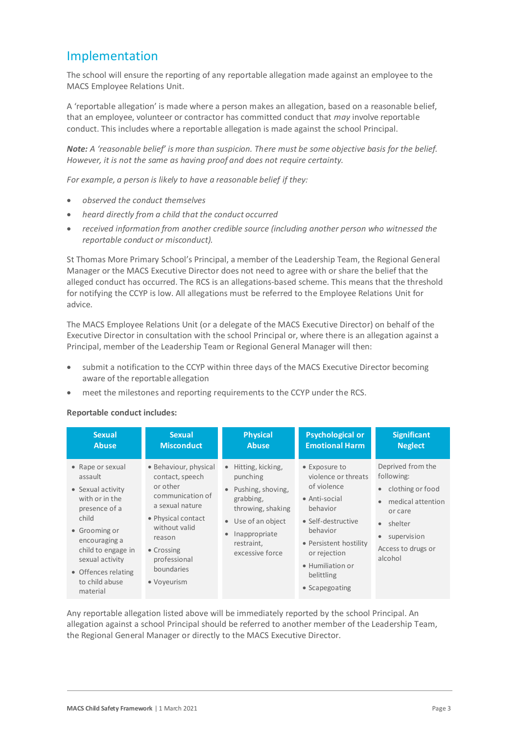## Implementation

The school will ensure the reporting of any reportable allegation made against an employee to the MACS Employee Relations Unit.

A 'reportable allegation' is made where a person makes an allegation, based on a reasonable belief, that an employee, volunteer or contractor has committed conduct that *may* involve reportable conduct. This includes where a reportable allegation is made against the school Principal.

***Note:*** *A 'reasonable belief' is more than suspicion. There must be some objective basis for the belief. However, it is not the same as having proof and does not require certainty.*

*For example, a person is likely to have a reasonable belief if they:*

- *observed the conduct themselves*
- *heard directly from a child that the conduct occurred*
- *received information from another credible source (including another person who witnessed the reportable conduct or misconduct).*

St Thomas More Primary School's Principal, a member of the Leadership Team, the Regional General Manager or the MACS Executive Director does not need to agree with or share the belief that the alleged conduct has occurred. The RCS is an allegations-based scheme. This means that the threshold for notifying the CCYP is low. All allegations must be referred to the Employee Relations Unit for advice.

The MACS Employee Relations Unit (or a delegate of the MACS Executive Director) on behalf of the Executive Director in consultation with the school Principal or, where there is an allegation against a Principal, member of the Leadership Team or Regional General Manager will then:

- submit a notification to the CCYP within three days of the MACS Executive Director becoming aware of the reportable allegation
- meet the milestones and reporting requirements to the CCYP under the RCS.

**Reportable conduct includes:**

| Sexual Abuse | Sexual Misconduct | Physical Abuse | Psychological or Emotional Harm | Significant Neglect |
|---|---|---|---|---|
| • Rape or sexual assault<br>• Sexual activity with or in the presence of a child<br>• Grooming or encouraging a child to engage in sexual activity<br>• Offences relating to child abuse material | • Behaviour, physical contact, speech or other communication of a sexual nature<br>• Physical contact without valid reason<br>• Crossing professional boundaries<br>• Voyeurism | • Hitting, kicking, punching<br>• Pushing, shoving, grabbing, throwing, shaking<br>• Use of an object<br>• Inappropriate restraint, excessive force | • Exposure to violence or threats of violence<br>• Anti-social behavior<br>• Self-destructive behavior<br>• Persistent hostility or rejection<br>• Humiliation or belittling<br>• Scapegoating | Deprived from the following:<br>• clothing or food<br>• medical attention or care<br>• shelter<br>• supervision<br>Access to drugs or alcohol |

Any reportable allegation listed above will be immediately reported by the school Principal. An allegation against a school Principal should be referred to another member of the Leadership Team, the Regional General Manager or directly to the MACS Executive Director.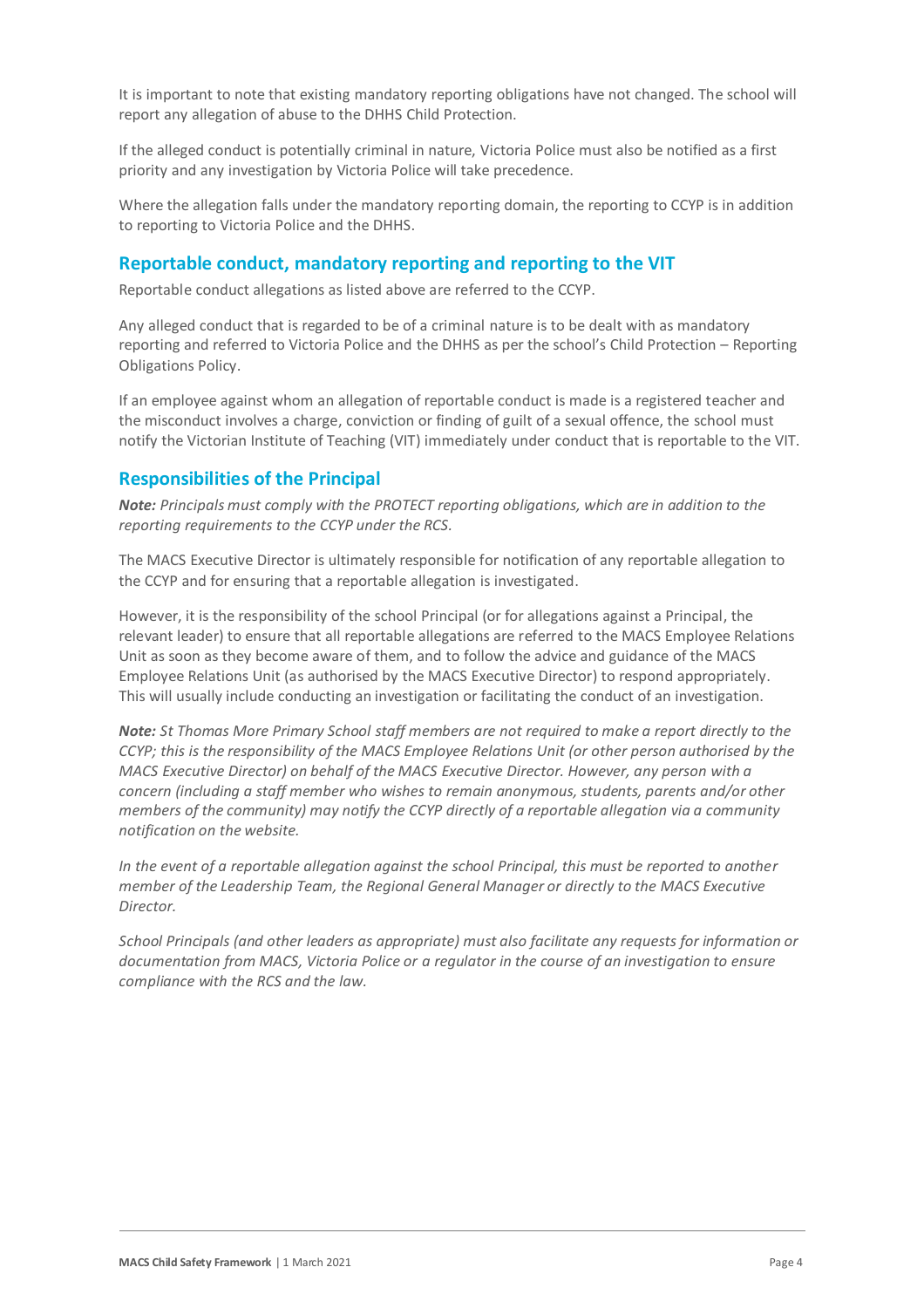It is important to note that existing mandatory reporting obligations have not changed. The school will report any allegation of abuse to the DHHS Child Protection.

If the alleged conduct is potentially criminal in nature, Victoria Police must also be notified as a first priority and any investigation by Victoria Police will take precedence.

Where the allegation falls under the mandatory reporting domain, the reporting to CCYP is in addition to reporting to Victoria Police and the DHHS.

## Reportable conduct, mandatory reporting and reporting to the VIT

Reportable conduct allegations as listed above are referred to the CCYP.

Any alleged conduct that is regarded to be of a criminal nature is to be dealt with as mandatory reporting and referred to Victoria Police and the DHHS as per the school's Child Protection – Reporting Obligations Policy.

If an employee against whom an allegation of reportable conduct is made is a registered teacher and the misconduct involves a charge, conviction or finding of guilt of a sexual offence, the school must notify the Victorian Institute of Teaching (VIT) immediately under conduct that is reportable to the VIT.

## Responsibilities of the Principal

***Note:*** *Principals must comply with the PROTECT reporting obligations, which are in addition to the reporting requirements to the CCYP under the RCS.*

The MACS Executive Director is ultimately responsible for notification of any reportable allegation to the CCYP and for ensuring that a reportable allegation is investigated.

However, it is the responsibility of the school Principal (or for allegations against a Principal, the relevant leader) to ensure that all reportable allegations are referred to the MACS Employee Relations Unit as soon as they become aware of them, and to follow the advice and guidance of the MACS Employee Relations Unit (as authorised by the MACS Executive Director) to respond appropriately. This will usually include conducting an investigation or facilitating the conduct of an investigation.

***Note:*** *St Thomas More Primary School staff members are not required to make a report directly to the CCYP; this is the responsibility of the MACS Employee Relations Unit (or other person authorised by the MACS Executive Director) on behalf of the MACS Executive Director. However, any person with a concern (including a staff member who wishes to remain anonymous, students, parents and/or other members of the community) may notify the CCYP directly of a reportable allegation via a community notification on the website.*

*In the event of a reportable allegation against the school Principal, this must be reported to another member of the Leadership Team, the Regional General Manager or directly to the MACS Executive Director.*

*School Principals (and other leaders as appropriate) must also facilitate any requests for information or documentation from MACS, Victoria Police or a regulator in the course of an investigation to ensure compliance with the RCS and the law.*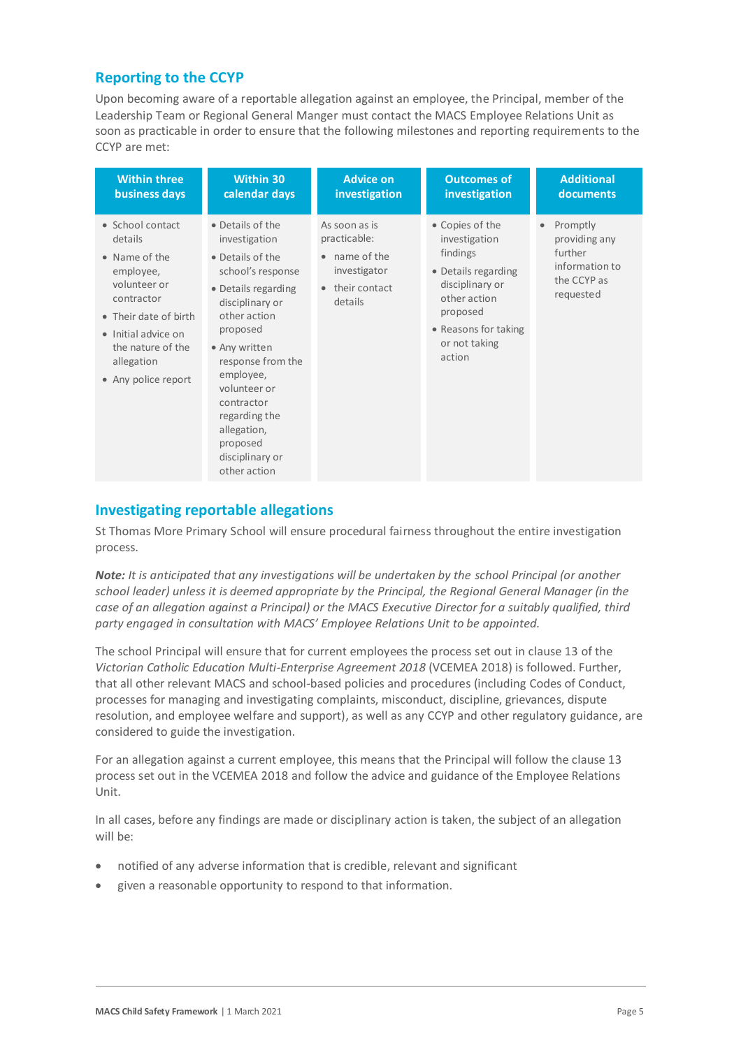## Reporting to the CCYP

Upon becoming aware of a reportable allegation against an employee, the Principal, member of the Leadership Team or Regional General Manger must contact the MACS Employee Relations Unit as soon as practicable in order to ensure that the following milestones and reporting requirements to the CCYP are met:

| Within three business days | Within 30 calendar days | Advice on investigation | Outcomes of investigation | Additional documents |
|---|---|---|---|---|
| • School contact details<br>• Name of the employee, volunteer or contractor<br>• Their date of birth<br>• Initial advice on the nature of the allegation<br>• Any police report | • Details of the investigation<br>• Details of the school's response<br>• Details regarding disciplinary or other action proposed<br>• Any written response from the employee, volunteer or contractor regarding the allegation, proposed disciplinary or other action | As soon as is practicable:<br>• name of the investigator<br>• their contact details | • Copies of the investigation findings<br>• Details regarding disciplinary or other action proposed<br>• Reasons for taking or not taking action | • Promptly providing any further information to the CCYP as requested |

## Investigating reportable allegations

St Thomas More Primary School will ensure procedural fairness throughout the entire investigation process.

***Note:*** *It is anticipated that any investigations will be undertaken by the school Principal (or another school leader) unless it is deemed appropriate by the Principal, the Regional General Manager (in the case of an allegation against a Principal) or the MACS Executive Director for a suitably qualified, third party engaged in consultation with MACS' Employee Relations Unit to be appointed.*

The school Principal will ensure that for current employees the process set out in clause 13 of the *Victorian Catholic Education Multi-Enterprise Agreement 2018* (VCEMEA 2018) is followed. Further, that all other relevant MACS and school-based policies and procedures (including Codes of Conduct, processes for managing and investigating complaints, misconduct, discipline, grievances, dispute resolution, and employee welfare and support), as well as any CCYP and other regulatory guidance, are considered to guide the investigation.

For an allegation against a current employee, this means that the Principal will follow the clause 13 process set out in the VCEMEA 2018 and follow the advice and guidance of the Employee Relations Unit.

In all cases, before any findings are made or disciplinary action is taken, the subject of an allegation will be:

- notified of any adverse information that is credible, relevant and significant
- given a reasonable opportunity to respond to that information.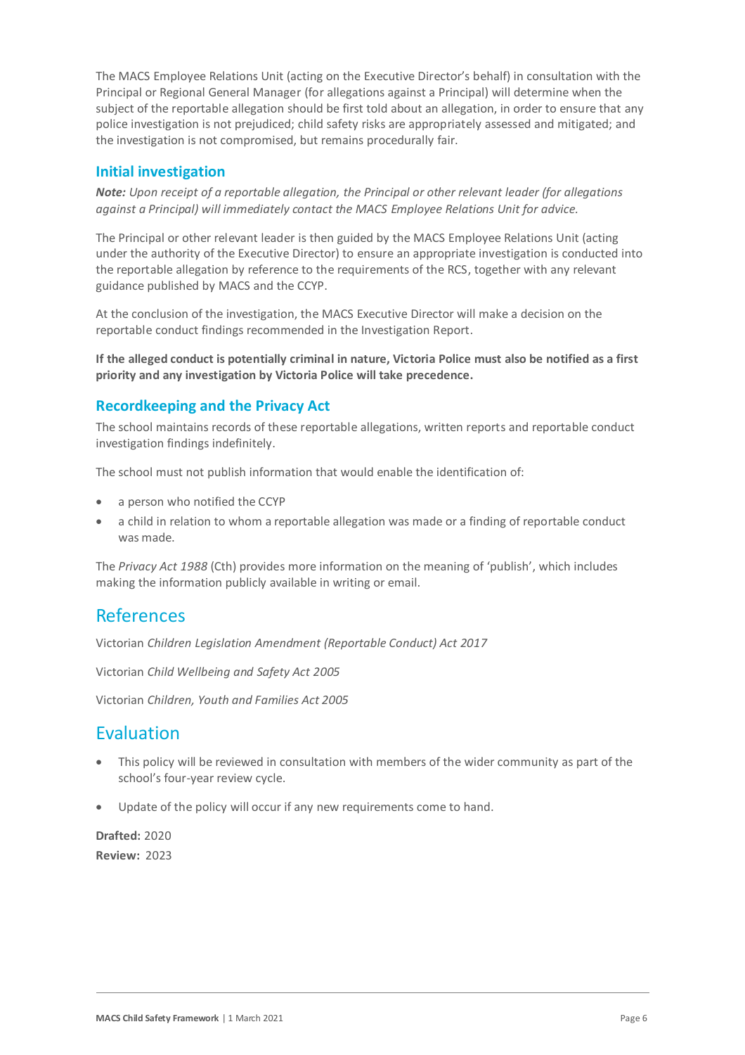The MACS Employee Relations Unit (acting on the Executive Director's behalf) in consultation with the Principal or Regional General Manager (for allegations against a Principal) will determine when the subject of the reportable allegation should be first told about an allegation, in order to ensure that any police investigation is not prejudiced; child safety risks are appropriately assessed and mitigated; and the investigation is not compromised, but remains procedurally fair.

### Initial investigation

***Note:*** *Upon receipt of a reportable allegation, the Principal or other relevant leader (for allegations against a Principal) will immediately contact the MACS Employee Relations Unit for advice.*

The Principal or other relevant leader is then guided by the MACS Employee Relations Unit (acting under the authority of the Executive Director) to ensure an appropriate investigation is conducted into the reportable allegation by reference to the requirements of the RCS, together with any relevant guidance published by MACS and the CCYP.

At the conclusion of the investigation, the MACS Executive Director will make a decision on the reportable conduct findings recommended in the Investigation Report.

**If the alleged conduct is potentially criminal in nature, Victoria Police must also be notified as a first priority and any investigation by Victoria Police will take precedence.**

### Recordkeeping and the Privacy Act

The school maintains records of these reportable allegations, written reports and reportable conduct investigation findings indefinitely.

The school must not publish information that would enable the identification of:

- a person who notified the CCYP
- a child in relation to whom a reportable allegation was made or a finding of reportable conduct was made.

The *Privacy Act 1988* (Cth) provides more information on the meaning of 'publish', which includes making the information publicly available in writing or email.

## References

Victorian *Children Legislation Amendment (Reportable Conduct) Act 2017*

Victorian *Child Wellbeing and Safety Act 2005*

Victorian *Children, Youth and Families Act 2005*

## Evaluation

- This policy will be reviewed in consultation with members of the wider community as part of the school's four-year review cycle.
- Update of the policy will occur if any new requirements come to hand.

**Drafted:** 2020
**Review:** 2023